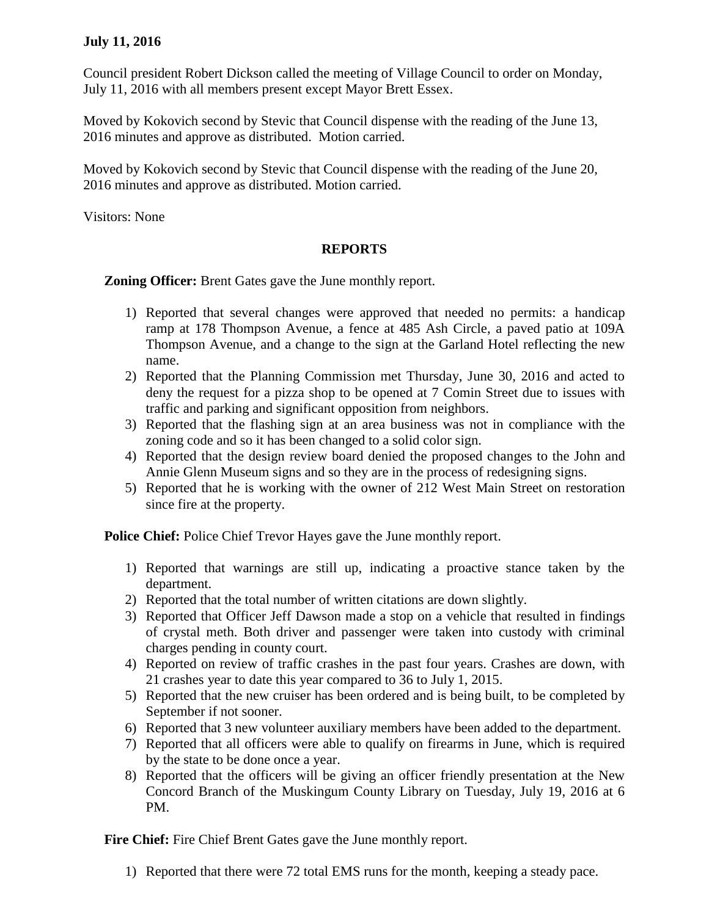**July 11, 2016**

Council president Robert Dickson called the meeting of Village Council to order on Monday, July 11, 2016 with all members present except Mayor Brett Essex.

Moved by Kokovich second by Stevic that Council dispense with the reading of the June 13, 2016 minutes and approve as distributed. Motion carried.

Moved by Kokovich second by Stevic that Council dispense with the reading of the June 20, 2016 minutes and approve as distributed. Motion carried.

Visitors: None

## REPORTS

**Zoning Officer:** Brent Gates gave the June monthly report.

1) Reported that several changes were approved that needed no permits: a handicap ramp at 178 Thompson Avenue, a fence at 485 Ash Circle, a paved patio at 109A Thompson Avenue, and a change to the sign at the Garland Hotel reflecting the new name.
2) Reported that the Planning Commission met Thursday, June 30, 2016 and acted to deny the request for a pizza shop to be opened at 7 Comin Street due to issues with traffic and parking and significant opposition from neighbors.
3) Reported that the flashing sign at an area business was not in compliance with the zoning code and so it has been changed to a solid color sign.
4) Reported that the design review board denied the proposed changes to the John and Annie Glenn Museum signs and so they are in the process of redesigning signs.
5) Reported that he is working with the owner of 212 West Main Street on restoration since fire at the property.

**Police Chief:** Police Chief Trevor Hayes gave the June monthly report.

1) Reported that warnings are still up, indicating a proactive stance taken by the department.
2) Reported that the total number of written citations are down slightly.
3) Reported that Officer Jeff Dawson made a stop on a vehicle that resulted in findings of crystal meth. Both driver and passenger were taken into custody with criminal charges pending in county court.
4) Reported on review of traffic crashes in the past four years. Crashes are down, with 21 crashes year to date this year compared to 36 to July 1, 2015.
5) Reported that the new cruiser has been ordered and is being built, to be completed by September if not sooner.
6) Reported that 3 new volunteer auxiliary members have been added to the department.
7) Reported that all officers were able to qualify on firearms in June, which is required by the state to be done once a year.
8) Reported that the officers will be giving an officer friendly presentation at the New Concord Branch of the Muskingum County Library on Tuesday, July 19, 2016 at 6 PM.

**Fire Chief:** Fire Chief Brent Gates gave the June monthly report.

1) Reported that there were 72 total EMS runs for the month, keeping a steady pace.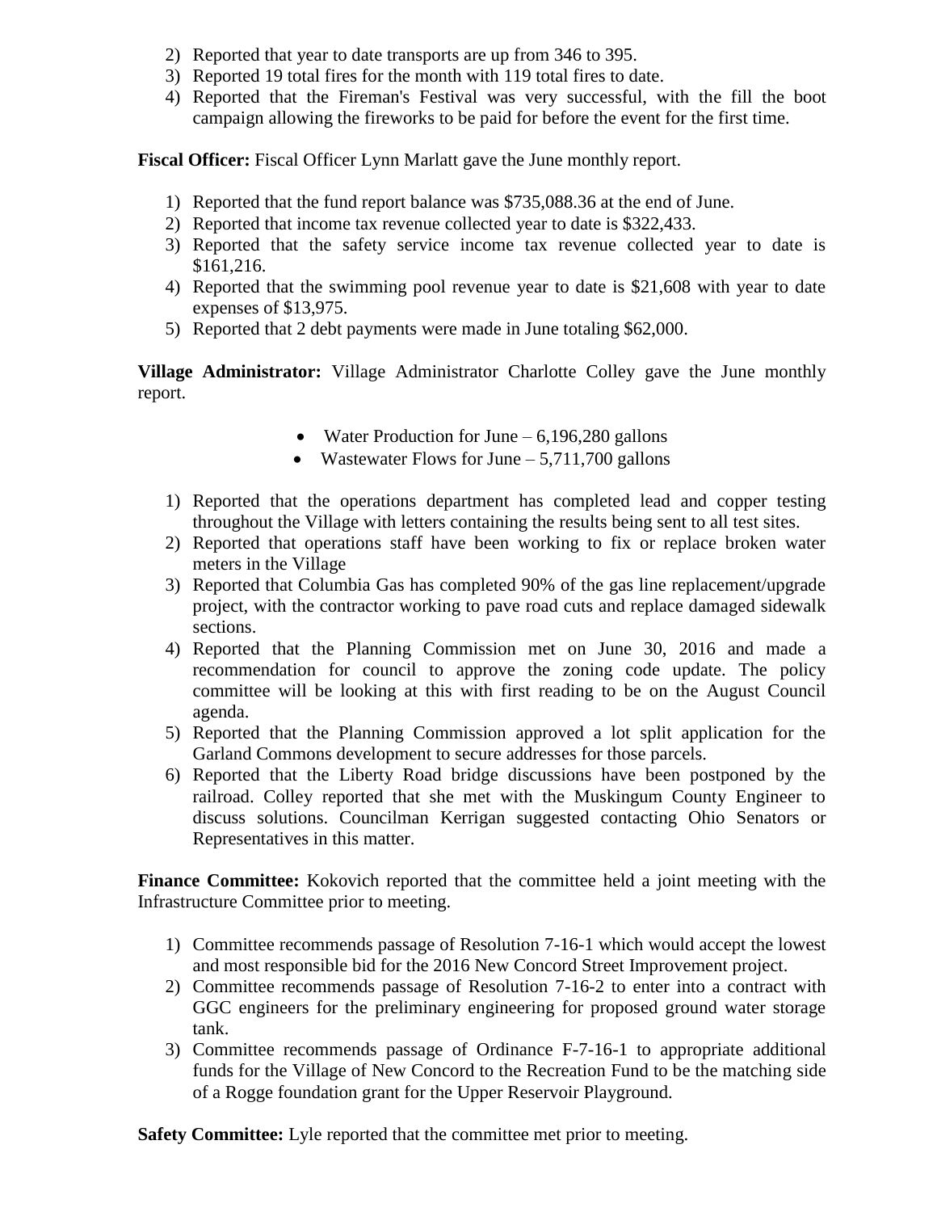2) Reported that year to date transports are up from 346 to 395.
3) Reported 19 total fires for the month with 119 total fires to date.
4) Reported that the Fireman's Festival was very successful, with the fill the boot campaign allowing the fireworks to be paid for before the event for the first time.

**Fiscal Officer:** Fiscal Officer Lynn Marlatt gave the June monthly report.

1) Reported that the fund report balance was $735,088.36 at the end of June.
2) Reported that income tax revenue collected year to date is $322,433.
3) Reported that the safety service income tax revenue collected year to date is $161,216.
4) Reported that the swimming pool revenue year to date is $21,608 with year to date expenses of $13,975.
5) Reported that 2 debt payments were made in June totaling $62,000.

**Village Administrator:** Village Administrator Charlotte Colley gave the June monthly report.

- Water Production for June – 6,196,280 gallons
- Wastewater Flows for June – 5,711,700 gallons

1) Reported that the operations department has completed lead and copper testing throughout the Village with letters containing the results being sent to all test sites.
2) Reported that operations staff have been working to fix or replace broken water meters in the Village
3) Reported that Columbia Gas has completed 90% of the gas line replacement/upgrade project, with the contractor working to pave road cuts and replace damaged sidewalk sections.
4) Reported that the Planning Commission met on June 30, 2016 and made a recommendation for council to approve the zoning code update. The policy committee will be looking at this with first reading to be on the August Council agenda.
5) Reported that the Planning Commission approved a lot split application for the Garland Commons development to secure addresses for those parcels.
6) Reported that the Liberty Road bridge discussions have been postponed by the railroad. Colley reported that she met with the Muskingum County Engineer to discuss solutions. Councilman Kerrigan suggested contacting Ohio Senators or Representatives in this matter.

**Finance Committee:** Kokovich reported that the committee held a joint meeting with the Infrastructure Committee prior to meeting.

1) Committee recommends passage of Resolution 7-16-1 which would accept the lowest and most responsible bid for the 2016 New Concord Street Improvement project.
2) Committee recommends passage of Resolution 7-16-2 to enter into a contract with GGC engineers for the preliminary engineering for proposed ground water storage tank.
3) Committee recommends passage of Ordinance F-7-16-1 to appropriate additional funds for the Village of New Concord to the Recreation Fund to be the matching side of a Rogge foundation grant for the Upper Reservoir Playground.

**Safety Committee:** Lyle reported that the committee met prior to meeting.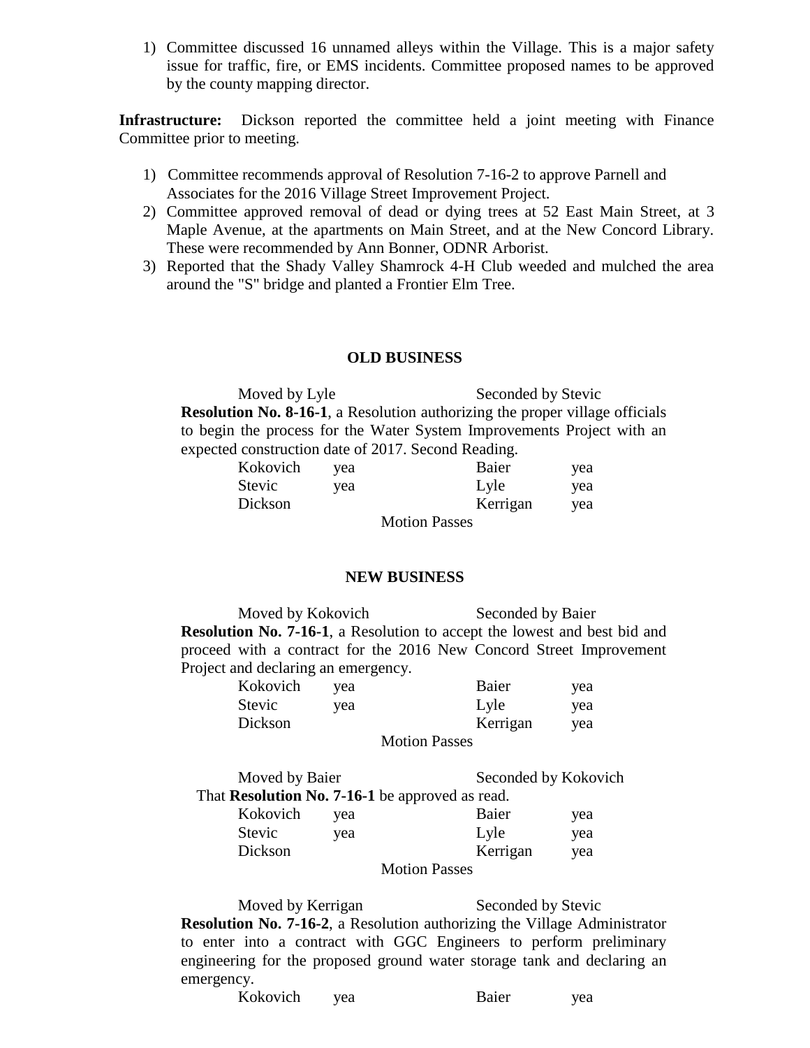1) Committee discussed 16 unnamed alleys within the Village. This is a major safety issue for traffic, fire, or EMS incidents. Committee proposed names to be approved by the county mapping director.

**Infrastructure:** Dickson reported the committee held a joint meeting with Finance Committee prior to meeting.

1) Committee recommends approval of Resolution 7-16-2 to approve Parnell and Associates for the 2016 Village Street Improvement Project.
2) Committee approved removal of dead or dying trees at 52 East Main Street, at 3 Maple Avenue, at the apartments on Main Street, and at the New Concord Library. These were recommended by Ann Bonner, ODNR Arborist.
3) Reported that the Shady Valley Shamrock 4-H Club weeded and mulched the area around the "S" bridge and planted a Frontier Elm Tree.

## OLD BUSINESS

Moved by Lyle Seconded by Stevic

**Resolution No. 8-16-1**, a Resolution authorizing the proper village officials to begin the process for the Water System Improvements Project with an expected construction date of 2017. Second Reading.

| | | | |
|---|---|---|---|
| Kokovich | yea | Baier | yea |
| Stevic | yea | Lyle | yea |
| Dickson | | Kerrigan | yea |

Motion Passes

## NEW BUSINESS

Moved by Kokovich Seconded by Baier

**Resolution No. 7-16-1**, a Resolution to accept the lowest and best bid and proceed with a contract for the 2016 New Concord Street Improvement Project and declaring an emergency.

| | | | |
|---|---|---|---|
| Kokovich | yea | Baier | yea |
| Stevic | yea | Lyle | yea |
| Dickson | | Kerrigan | yea |

Motion Passes

Moved by Baier Seconded by Kokovich

That **Resolution No. 7-16-1** be approved as read.

| | | | |
|---|---|---|---|
| Kokovich | yea | Baier | yea |
| Stevic | yea | Lyle | yea |
| Dickson | | Kerrigan | yea |

Motion Passes

Moved by Kerrigan Seconded by Stevic

**Resolution No. 7-16-2**, a Resolution authorizing the Village Administrator to enter into a contract with GGC Engineers to perform preliminary engineering for the proposed ground water storage tank and declaring an emergency.

| | | | |
|---|---|---|---|
| Kokovich | yea | Baier | yea |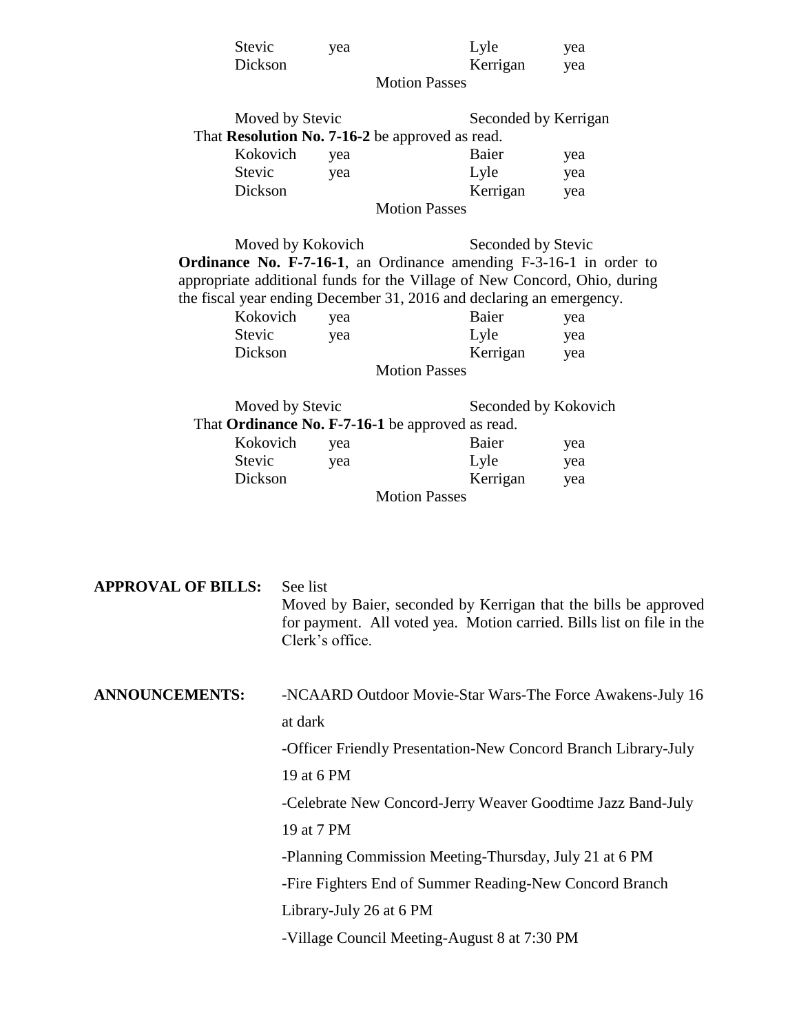| | | | |
|---|---|---|---|
| Stevic | yea | Lyle | yea |
| Dickson | | Kerrigan | yea |

Motion Passes

Moved by Stevic  Seconded by Kerrigan

That **Resolution No. 7-16-2** be approved as read.

| | | | |
|---|---|---|---|
| Kokovich | yea | Baier | yea |
| Stevic | yea | Lyle | yea |
| Dickson | | Kerrigan | yea |

Motion Passes

Moved by Kokovich  Seconded by Stevic

**Ordinance No. F-7-16-1**, an Ordinance amending F-3-16-1 in order to appropriate additional funds for the Village of New Concord, Ohio, during the fiscal year ending December 31, 2016 and declaring an emergency.

| | | | |
|---|---|---|---|
| Kokovich | yea | Baier | yea |
| Stevic | yea | Lyle | yea |
| Dickson | | Kerrigan | yea |

Motion Passes

Moved by Stevic  Seconded by Kokovich

That **Ordinance No. F-7-16-1** be approved as read.

| | | | |
|---|---|---|---|
| Kokovich | yea | Baier | yea |
| Stevic | yea | Lyle | yea |
| Dickson | | Kerrigan | yea |

Motion Passes

**APPROVAL OF BILLS:** See list

Moved by Baier, seconded by Kerrigan that the bills be approved for payment. All voted yea. Motion carried. Bills list on file in the Clerk's office.

**ANNOUNCEMENTS:**

- NCAARD Outdoor Movie-Star Wars-The Force Awakens-July 16 at dark
- Officer Friendly Presentation-New Concord Branch Library-July 19 at 6 PM
- Celebrate New Concord-Jerry Weaver Goodtime Jazz Band-July 19 at 7 PM
- Planning Commission Meeting-Thursday, July 21 at 6 PM
- Fire Fighters End of Summer Reading-New Concord Branch Library-July 26 at 6 PM
- Village Council Meeting-August 8 at 7:30 PM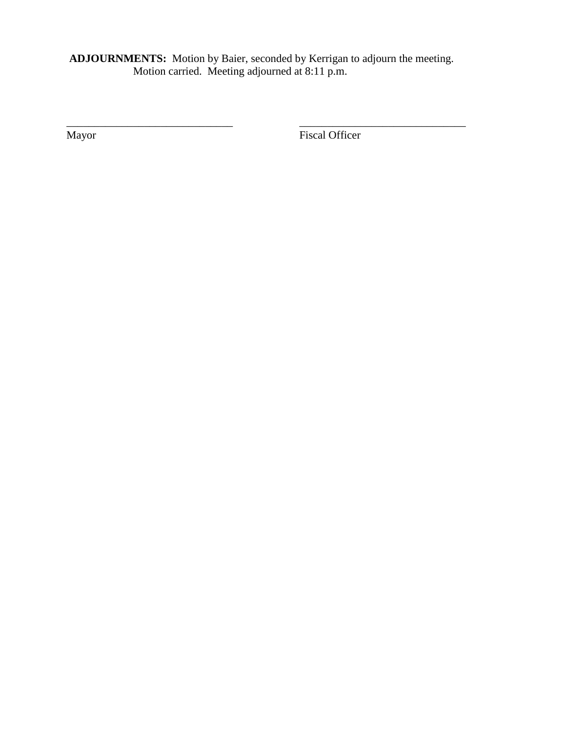**ADJOURNMENTS:** Motion by Baier, seconded by Kerrigan to adjourn the meeting. Motion carried. Meeting adjourned at 8:11 p.m.

| | |
|---|---|
| _______________________________ | _______________________________ |
| Mayor | Fiscal Officer |